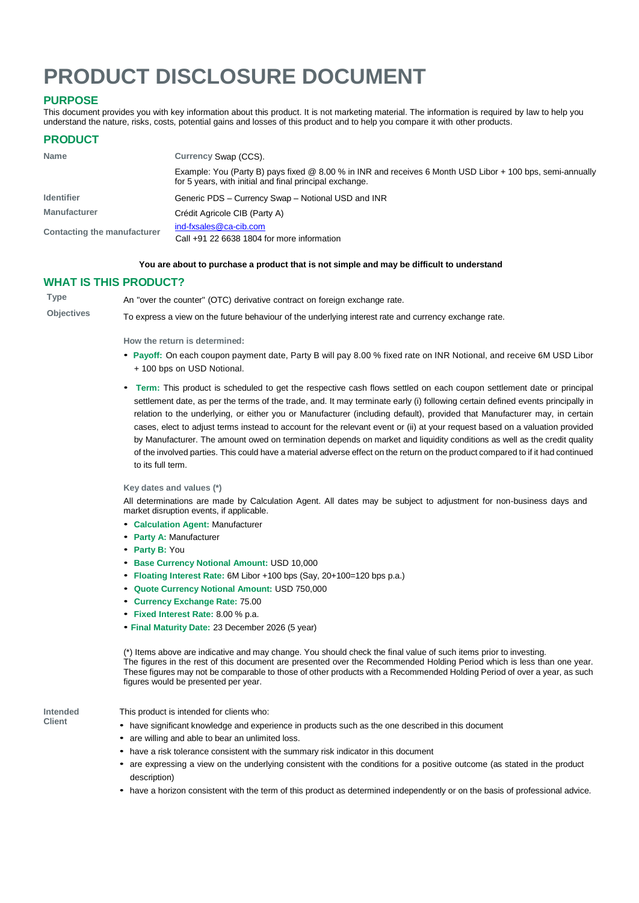# PRODUCT DISCLOSURE DOCUMENT

## PURPOSE

This document provides you with key information about this product. It is not marketing material. The information is required by law to help you understand the nature, risks, costs, potential gains and losses of this product and to help you compare it with other products.

## PRODUCT

| | |
|---|---|
| **Name** | Currency Swap (CCS).<br>Example: You (Party B) pays fixed @ 8.00 % in INR and receives 6 Month USD Libor + 100 bps, semi-annually for 5 years, with initial and final principal exchange. |
| **Identifier** | Generic PDS – Currency Swap – Notional USD and INR |
| **Manufacturer** | Crédit Agricole CIB (Party A) |
| **Contacting the manufacturer** | ind-fxsales@ca-cib.com<br>Call +91 22 6638 1804 for more information |

**You are about to purchase a product that is not simple and may be difficult to understand**

## WHAT IS THIS PRODUCT?

**Type**

An "over the counter" (OTC) derivative contract on foreign exchange rate.

**Objectives**

To express a view on the future behaviour of the underlying interest rate and currency exchange rate.

**How the return is determined:**

- **Payoff:** On each coupon payment date, Party B will pay 8.00 % fixed rate on INR Notional, and receive 6M USD Libor + 100 bps on USD Notional.
- **Term:** This product is scheduled to get the respective cash flows settled on each coupon settlement date or principal settlement date, as per the terms of the trade, and. It may terminate early (i) following certain defined events principally in relation to the underlying, or either you or Manufacturer (including default), provided that Manufacturer may, in certain cases, elect to adjust terms instead to account for the relevant event or (ii) at your request based on a valuation provided by Manufacturer. The amount owed on termination depends on market and liquidity conditions as well as the credit quality of the involved parties. This could have a material adverse effect on the return on the product compared to if it had continued to its full term.

**Key dates and values (*)**

All determinations are made by Calculation Agent. All dates may be subject to adjustment for non-business days and market disruption events, if applicable.

- **Calculation Agent:** Manufacturer
- **Party A:** Manufacturer
- **Party B:** You
- **Base Currency Notional Amount:** USD 10,000
- **Floating Interest Rate:** 6M Libor +100 bps (Say, 20+100=120 bps p.a.)
- **Quote Currency Notional Amount:** USD 750,000
- **Currency Exchange Rate:** 75.00
- **Fixed Interest Rate:** 8.00 % p.a.
- **Final Maturity Date:** 23 December 2026 (5 year)

(*) Items above are indicative and may change. You should check the final value of such items prior to investing.
The figures in the rest of this document are presented over the Recommended Holding Period which is less than one year. These figures may not be comparable to those of other products with a Recommended Holding Period of over a year, as such figures would be presented per year.

**Intended Client**

This product is intended for clients who:

- have significant knowledge and experience in products such as the one described in this document
- are willing and able to bear an unlimited loss.
- have a risk tolerance consistent with the summary risk indicator in this document
- are expressing a view on the underlying consistent with the conditions for a positive outcome (as stated in the product description)
- have a horizon consistent with the term of this product as determined independently or on the basis of professional advice.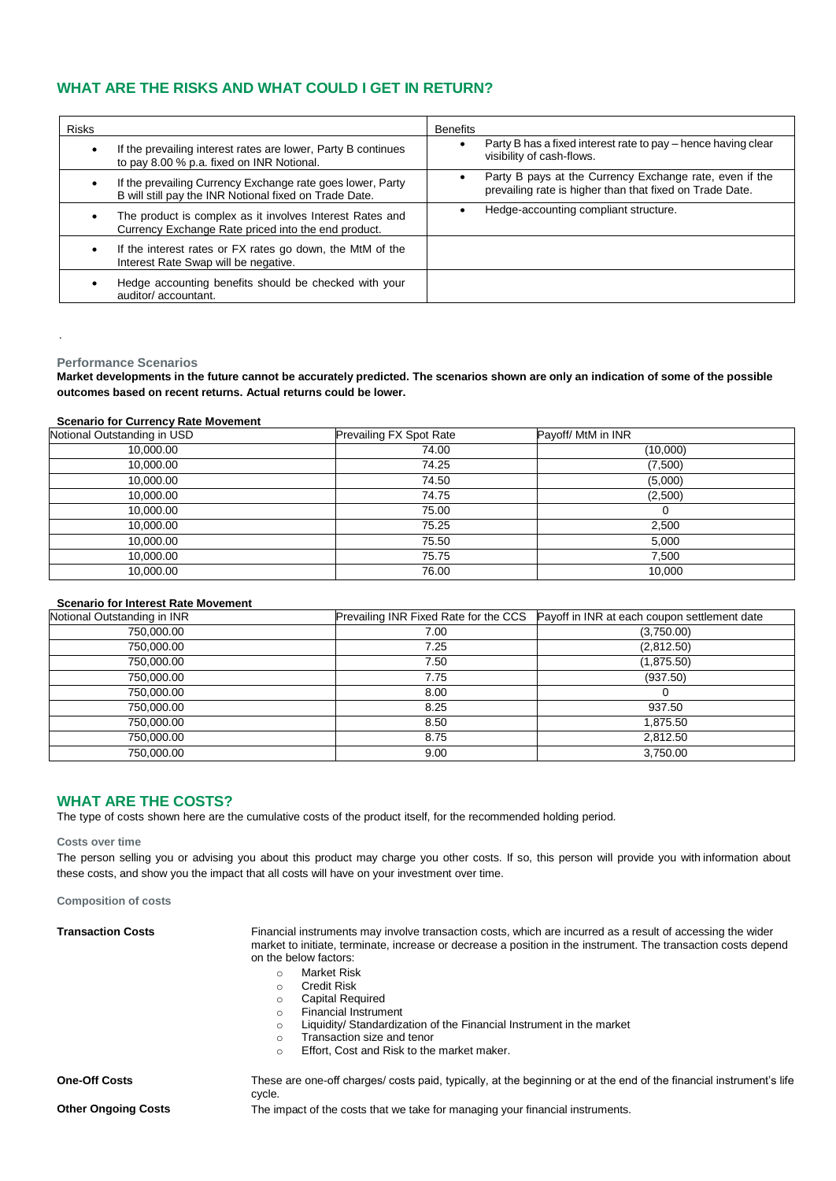## WHAT ARE THE RISKS AND WHAT COULD I GET IN RETURN?

| Risks | Benefits |
|---|---|
| • If the prevailing interest rates are lower, Party B continues to pay 8.00 % p.a. fixed on INR Notional. | • Party B has a fixed interest rate to pay – hence having clear visibility of cash-flows. |
| • If the prevailing Currency Exchange rate goes lower, Party B will still pay the INR Notional fixed on Trade Date. | • Party B pays at the Currency Exchange rate, even if the prevailing rate is higher than that fixed on Trade Date. |
| • The product is complex as it involves Interest Rates and Currency Exchange Rate priced into the end product. | • Hedge-accounting compliant structure. |
| • If the interest rates or FX rates go down, the MtM of the Interest Rate Swap will be negative. | |
| • Hedge accounting benefits should be checked with your auditor/ accountant. | |

.

### Performance Scenarios

**Market developments in the future cannot be accurately predicted. The scenarios shown are only an indication of some of the possible outcomes based on recent returns. Actual returns could be lower.**

**Scenario for Currency Rate Movement**

| Notional Outstanding in USD | Prevailing FX Spot Rate | Payoff/ MtM in INR |
|---|---|---|
| 10,000.00 | 74.00 | (10,000) |
| 10,000.00 | 74.25 | (7,500) |
| 10,000.00 | 74.50 | (5,000) |
| 10,000.00 | 74.75 | (2,500) |
| 10,000.00 | 75.00 | 0 |
| 10,000.00 | 75.25 | 2,500 |
| 10,000.00 | 75.50 | 5,000 |
| 10,000.00 | 75.75 | 7,500 |
| 10,000.00 | 76.00 | 10,000 |

**Scenario for Interest Rate Movement**

| Notional Outstanding in INR | Prevailing INR Fixed Rate for the CCS | Payoff in INR at each coupon settlement date |
|---|---|---|
| 750,000.00 | 7.00 | (3,750.00) |
| 750,000.00 | 7.25 | (2,812.50) |
| 750,000.00 | 7.50 | (1,875.50) |
| 750,000.00 | 7.75 | (937.50) |
| 750,000.00 | 8.00 | 0 |
| 750,000.00 | 8.25 | 937.50 |
| 750,000.00 | 8.50 | 1,875.50 |
| 750,000.00 | 8.75 | 2,812.50 |
| 750,000.00 | 9.00 | 3,750.00 |

## WHAT ARE THE COSTS?

The type of costs shown here are the cumulative costs of the product itself, for the recommended holding period.

### Costs over time

The person selling you or advising you about this product may charge you other costs. If so, this person will provide you with information about these costs, and show you the impact that all costs will have on your investment over time.

### Composition of costs

**Transaction Costs**

Financial instruments may involve transaction costs, which are incurred as a result of accessing the wider market to initiate, terminate, increase or decrease a position in the instrument. The transaction costs depend on the below factors:

- Market Risk
- Credit Risk
- Capital Required
- Financial Instrument
- Liquidity/ Standardization of the Financial Instrument in the market
- Transaction size and tenor
- Effort, Cost and Risk to the market maker.

**One-Off Costs**

These are one-off charges/ costs paid, typically, at the beginning or at the end of the financial instrument's life cycle.

**Other Ongoing Costs**

The impact of the costs that we take for managing your financial instruments.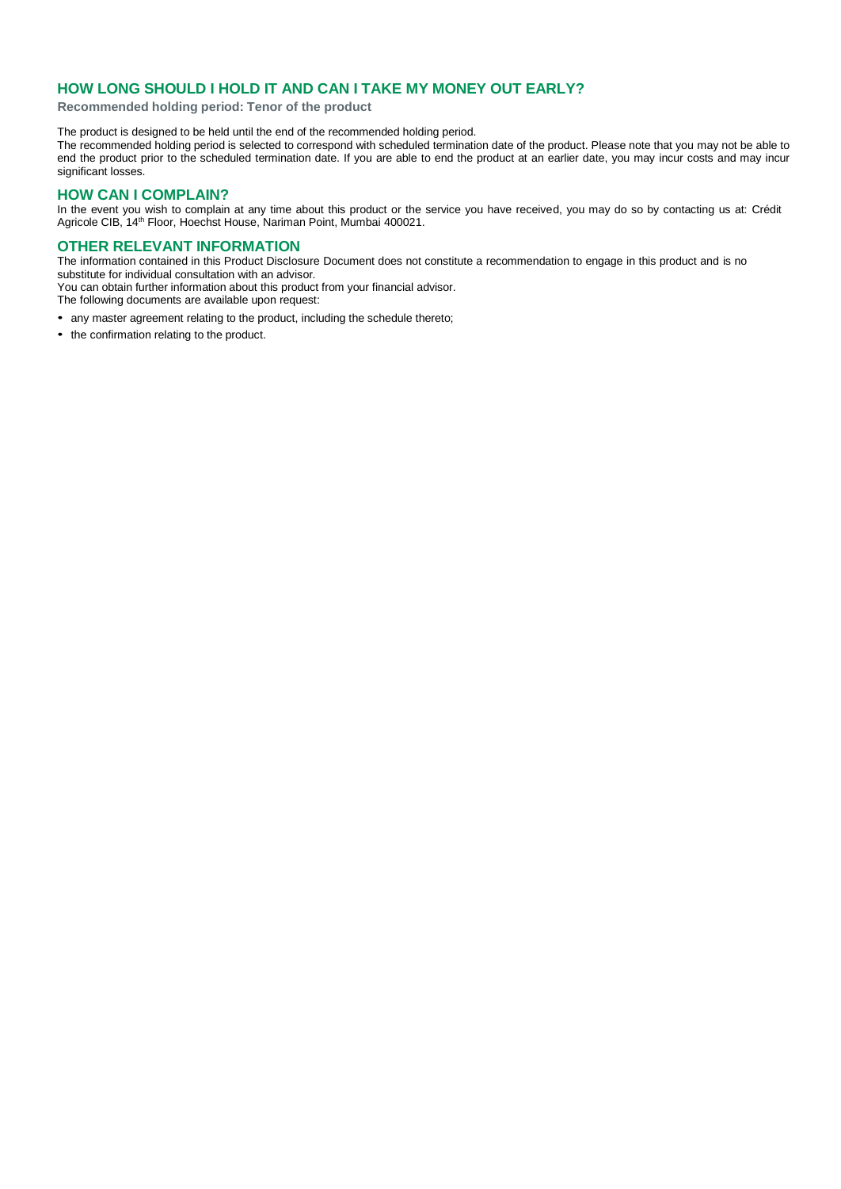## HOW LONG SHOULD I HOLD IT AND CAN I TAKE MY MONEY OUT EARLY?

**Recommended holding period: Tenor of the product**

The product is designed to be held until the end of the recommended holding period.
The recommended holding period is selected to correspond with scheduled termination date of the product. Please note that you may not be able to end the product prior to the scheduled termination date. If you are able to end the product at an earlier date, you may incur costs and may incur significant losses.

## HOW CAN I COMPLAIN?

In the event you wish to complain at any time about this product or the service you have received, you may do so by contacting us at: Crédit Agricole CIB, 14th Floor, Hoechst House, Nariman Point, Mumbai 400021.

## OTHER RELEVANT INFORMATION

The information contained in this Product Disclosure Document does not constitute a recommendation to engage in this product and is no substitute for individual consultation with an advisor.
You can obtain further information about this product from your financial advisor.
The following documents are available upon request:

- any master agreement relating to the product, including the schedule thereto;
- the confirmation relating to the product.